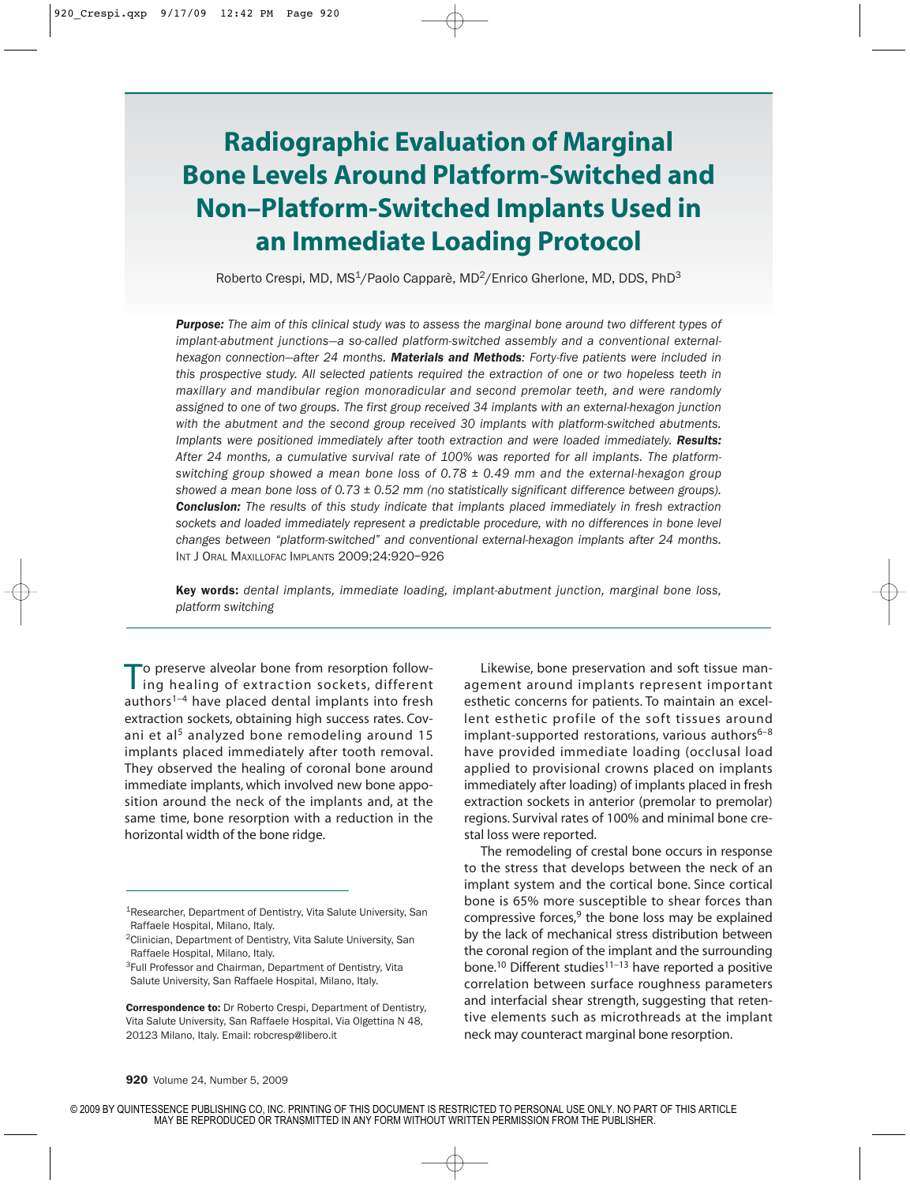# Radiographic Evaluation of Marginal Bone Levels Around Platform-Switched and Non–Platform-Switched Implants Used in an Immediate Loading Protocol

Roberto Crespi, MD, MS[1]/Paolo Capparè, MD[2]/Enrico Gherlone, MD, DDS, PhD[3]

***Purpose:*** *The aim of this clinical study was to assess the marginal bone around two different types of implant-abutment junctions—a so-called platform-switched assembly and a conventional external-hexagon connection—after 24 months.* ***Materials and Methods****: Forty-five patients were included in this prospective study. All selected patients required the extraction of one or two hopeless teeth in maxillary and mandibular region monoradicular and second premolar teeth, and were randomly assigned to one of two groups. The first group received 34 implants with an external-hexagon junction with the abutment and the second group received 30 implants with platform-switched abutments. Implants were positioned immediately after tooth extraction and were loaded immediately.* ***Results:*** *After 24 months, a cumulative survival rate of 100% was reported for all implants. The platform-switching group showed a mean bone loss of 0.78 ± 0.49 mm and the external-hexagon group showed a mean bone loss of 0.73 ± 0.52 mm (no statistically significant difference between groups).* ***Conclusion:*** *The results of this study indicate that implants placed immediately in fresh extraction sockets and loaded immediately represent a predictable procedure, with no differences in bone level changes between "platform-switched" and conventional external-hexagon implants after 24 months.* INT J ORAL MAXILLOFAC IMPLANTS 2009;24:920–926

**Key words:** *dental implants, immediate loading, implant-abutment junction, marginal bone loss, platform switching*

---

To preserve alveolar bone from resorption following healing of extraction sockets, different authors[1–4] have placed dental implants into fresh extraction sockets, obtaining high success rates. Covani et al[5] analyzed bone remodeling around 15 implants placed immediately after tooth removal. They observed the healing of coronal bone around immediate implants, which involved new bone apposition around the neck of the implants and, at the same time, bone resorption with a reduction in the horizontal width of the bone ridge.

Likewise, bone preservation and soft tissue management around implants represent important esthetic concerns for patients. To maintain an excellent esthetic profile of the soft tissues around implant-supported restorations, various authors[6–8] have provided immediate loading (occlusal load applied to provisional crowns placed on implants immediately after loading) of implants placed in fresh extraction sockets in anterior (premolar to premolar) regions. Survival rates of 100% and minimal bone crestal loss were reported.

The remodeling of crestal bone occurs in response to the stress that develops between the neck of an implant system and the cortical bone. Since cortical bone is 65% more susceptible to shear forces than compressive forces,[9] the bone loss may be explained by the lack of mechanical stress distribution between the coronal region of the implant and the surrounding bone.[10] Different studies[11–13] have reported a positive correlation between surface roughness parameters and interfacial shear strength, suggesting that retentive elements such as microthreads at the implant neck may counteract marginal bone resorption.

---

[1]Researcher, Department of Dentistry, Vita Salute University, San Raffaele Hospital, Milano, Italy.

[2]Clinician, Department of Dentistry, Vita Salute University, San Raffaele Hospital, Milano, Italy.

[3]Full Professor and Chairman, Department of Dentistry, Vita Salute University, San Raffaele Hospital, Milano, Italy.

**Correspondence to:** Dr Roberto Crespi, Department of Dentistry, Vita Salute University, San Raffaele Hospital, Via Olgettina N 48, 20123 Milano, Italy. Email: robcresp@libero.it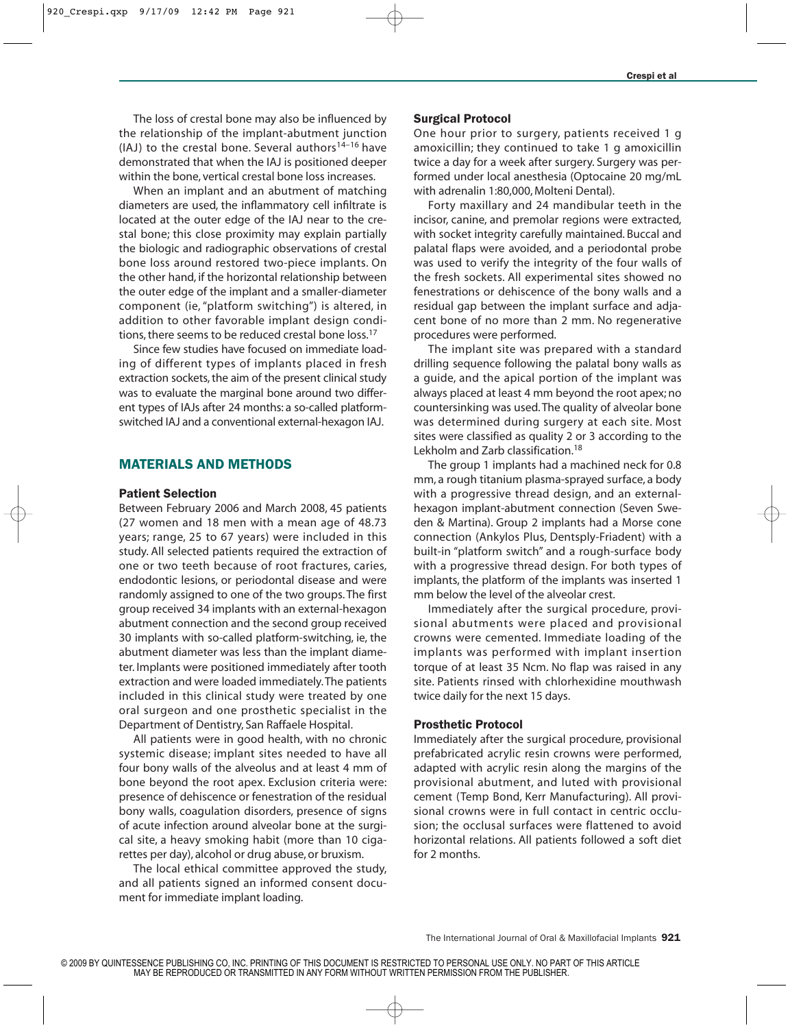The loss of crestal bone may also be influenced by the relationship of the implant-abutment junction (IAJ) to the crestal bone. Several authors[14–16] have demonstrated that when the IAJ is positioned deeper within the bone, vertical crestal bone loss increases.

When an implant and an abutment of matching diameters are used, the inflammatory cell infiltrate is located at the outer edge of the IAJ near to the crestal bone; this close proximity may explain partially the biologic and radiographic observations of crestal bone loss around restored two-piece implants. On the other hand, if the horizontal relationship between the outer edge of the implant and a smaller-diameter component (ie, "platform switching") is altered, in addition to other favorable implant design conditions, there seems to be reduced crestal bone loss.[17]

Since few studies have focused on immediate loading of different types of implants placed in fresh extraction sockets, the aim of the present clinical study was to evaluate the marginal bone around two different types of IAJs after 24 months: a so-called platform-switched IAJ and a conventional external-hexagon IAJ.

## MATERIALS AND METHODS

### Patient Selection

Between February 2006 and March 2008, 45 patients (27 women and 18 men with a mean age of 48.73 years; range, 25 to 67 years) were included in this study. All selected patients required the extraction of one or two teeth because of root fractures, caries, endodontic lesions, or periodontal disease and were randomly assigned to one of the two groups. The first group received 34 implants with an external-hexagon abutment connection and the second group received 30 implants with so-called platform-switching, ie, the abutment diameter was less than the implant diameter. Implants were positioned immediately after tooth extraction and were loaded immediately. The patients included in this clinical study were treated by one oral surgeon and one prosthetic specialist in the Department of Dentistry, San Raffaele Hospital.

All patients were in good health, with no chronic systemic disease; implant sites needed to have all four bony walls of the alveolus and at least 4 mm of bone beyond the root apex. Exclusion criteria were: presence of dehiscence or fenestration of the residual bony walls, coagulation disorders, presence of signs of acute infection around alveolar bone at the surgical site, a heavy smoking habit (more than 10 cigarettes per day), alcohol or drug abuse, or bruxism.

The local ethical committee approved the study, and all patients signed an informed consent document for immediate implant loading.

### Surgical Protocol

One hour prior to surgery, patients received 1 g amoxicillin; they continued to take 1 g amoxicillin twice a day for a week after surgery. Surgery was performed under local anesthesia (Optocaine 20 mg/mL with adrenalin 1:80,000, Molteni Dental).

Forty maxillary and 24 mandibular teeth in the incisor, canine, and premolar regions were extracted, with socket integrity carefully maintained. Buccal and palatal flaps were avoided, and a periodontal probe was used to verify the integrity of the four walls of the fresh sockets. All experimental sites showed no fenestrations or dehiscence of the bony walls and a residual gap between the implant surface and adjacent bone of no more than 2 mm. No regenerative procedures were performed.

The implant site was prepared with a standard drilling sequence following the palatal bony walls as a guide, and the apical portion of the implant was always placed at least 4 mm beyond the root apex; no countersinking was used. The quality of alveolar bone was determined during surgery at each site. Most sites were classified as quality 2 or 3 according to the Lekholm and Zarb classification.[18]

The group 1 implants had a machined neck for 0.8 mm, a rough titanium plasma-sprayed surface, a body with a progressive thread design, and an external-hexagon implant-abutment connection (Seven Sweden & Martina). Group 2 implants had a Morse cone connection (Ankylos Plus, Dentsply-Friadent) with a built-in "platform switch" and a rough-surface body with a progressive thread design. For both types of implants, the platform of the implants was inserted 1 mm below the level of the alveolar crest.

Immediately after the surgical procedure, provisional abutments were placed and provisional crowns were cemented. Immediate loading of the implants was performed with implant insertion torque of at least 35 Ncm. No flap was raised in any site. Patients rinsed with chlorhexidine mouthwash twice daily for the next 15 days.

### Prosthetic Protocol

Immediately after the surgical procedure, provisional prefabricated acrylic resin crowns were performed, adapted with acrylic resin along the margins of the provisional abutment, and luted with provisional cement (Temp Bond, Kerr Manufacturing). All provisional crowns were in full contact in centric occlusion; the occlusal surfaces were flattened to avoid horizontal relations. All patients followed a soft diet for 2 months.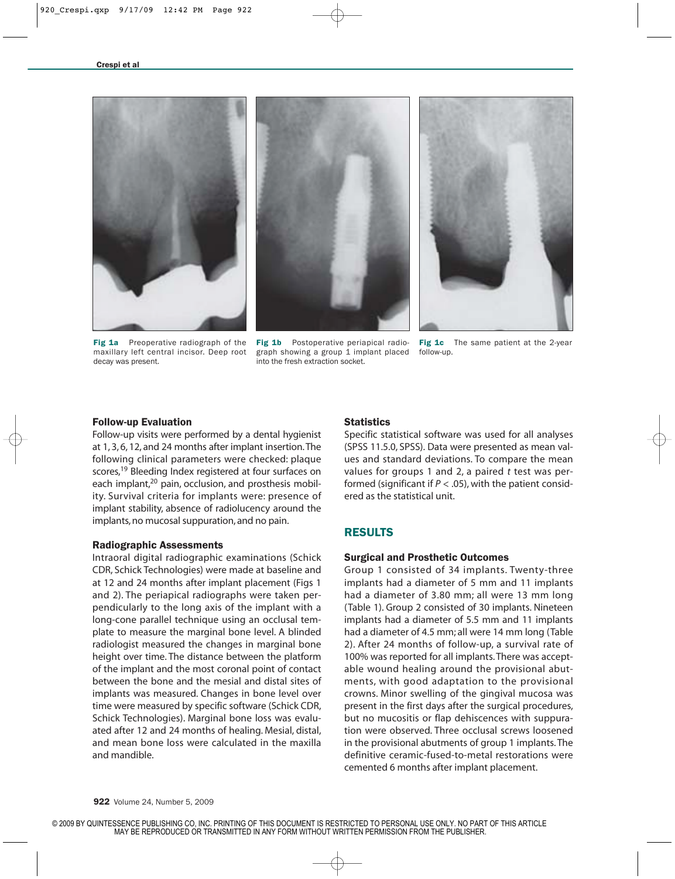Fig 1a Preoperative radiograph of the maxillary left central incisor. Deep root decay was present.

Fig 1b Postoperative periapical radiograph showing a group 1 implant placed into the fresh extraction socket.

Fig 1c The same patient at the 2-year follow-up.

### Follow-up Evaluation

Follow-up visits were performed by a dental hygienist at 1, 3, 6, 12, and 24 months after implant insertion. The following clinical parameters were checked: plaque scores,[19] Bleeding Index registered at four surfaces on each implant,[20] pain, occlusion, and prosthesis mobility. Survival criteria for implants were: presence of implant stability, absence of radiolucency around the implants, no mucosal suppuration, and no pain.

### Radiographic Assessments

Intraoral digital radiographic examinations (Schick CDR, Schick Technologies) were made at baseline and at 12 and 24 months after implant placement (Figs 1 and 2). The periapical radiographs were taken perpendicularly to the long axis of the implant with a long-cone parallel technique using an occlusal template to measure the marginal bone level. A blinded radiologist measured the changes in marginal bone height over time. The distance between the platform of the implant and the most coronal point of contact between the bone and the mesial and distal sites of implants was measured. Changes in bone level over time were measured by specific software (Schick CDR, Schick Technologies). Marginal bone loss was evaluated after 12 and 24 months of healing. Mesial, distal, and mean bone loss were calculated in the maxilla and mandible.

### Statistics

Specific statistical software was used for all analyses (SPSS 11.5.0, SPSS). Data were presented as mean values and standard deviations. To compare the mean values for groups 1 and 2, a paired *t* test was performed (significant if $P < .05$), with the patient considered as the statistical unit.

## RESULTS

### Surgical and Prosthetic Outcomes

Group 1 consisted of 34 implants. Twenty-three implants had a diameter of 5 mm and 11 implants had a diameter of 3.80 mm; all were 13 mm long (Table 1). Group 2 consisted of 30 implants. Nineteen implants had a diameter of 5.5 mm and 11 implants had a diameter of 4.5 mm; all were 14 mm long (Table 2). After 24 months of follow-up, a survival rate of 100% was reported for all implants. There was acceptable wound healing around the provisional abutments, with good adaptation to the provisional crowns. Minor swelling of the gingival mucosa was present in the first days after the surgical procedures, but no mucositis or flap dehiscences with suppuration were observed. Three occlusal screws loosened in the provisional abutments of group 1 implants. The definitive ceramic-fused-to-metal restorations were cemented 6 months after implant placement.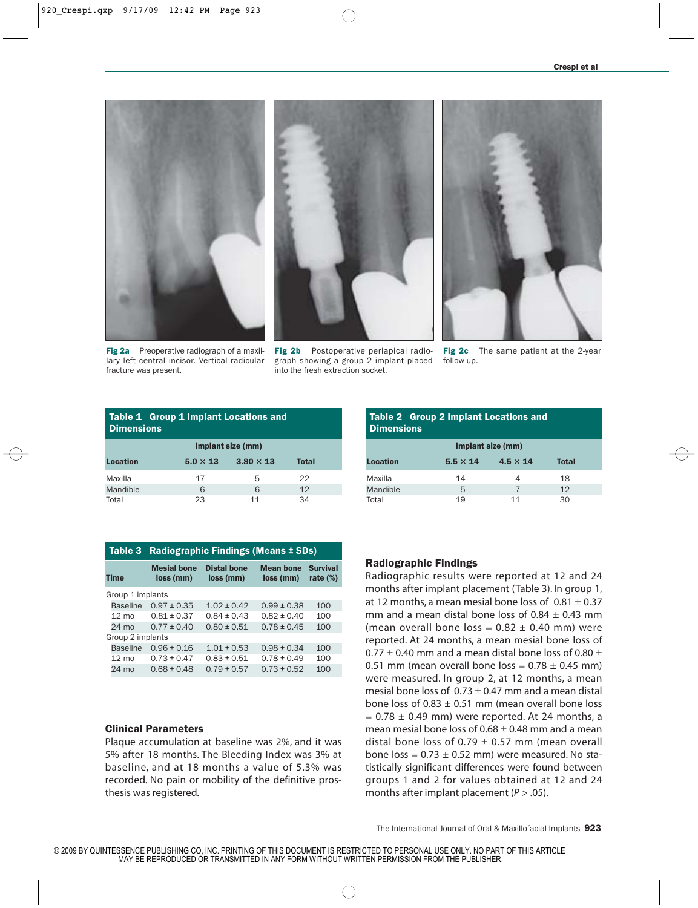Fig 2a Preoperative radiograph of a maxillary left central incisor. Vertical radicular fracture was present.

Fig 2b Postoperative periapical radiograph showing a group 2 implant placed into the fresh extraction socket.

Fig 2c The same patient at the 2-year follow-up.

**Table 1 Group 1 Implant Locations and Dimensions**

| | Implant size (mm) | | |
|---|---|---|---|
| Location | 5.0 × 13 | 3.80 × 13 | Total |
| Maxilla | 17 | 5 | 22 |
| Mandible | 6 | 6 | 12 |
| Total | 23 | 11 | 34 |

**Table 2 Group 2 Implant Locations and Dimensions**

| | Implant size (mm) | | |
|---|---|---|---|
| Location | 5.5 × 14 | 4.5 × 14 | Total |
| Maxilla | 14 | 4 | 18 |
| Mandible | 5 | 7 | 12 |
| Total | 19 | 11 | 30 |

**Table 3 Radiographic Findings (Means ± SDs)**

| Time | Mesial bone loss (mm) | Distal bone loss (mm) | Mean bone loss (mm) | Survival rate (%) |
|---|---|---|---|---|
| Group 1 implants | | | | |
| Baseline | 0.97 ± 0.35 | 1.02 ± 0.42 | 0.99 ± 0.38 | 100 |
| 12 mo | 0.81 ± 0.37 | 0.84 ± 0.43 | 0.82 ± 0.40 | 100 |
| 24 mo | 0.77 ± 0.40 | 0.80 ± 0.51 | 0.78 ± 0.45 | 100 |
| Group 2 implants | | | | |
| Baseline | 0.96 ± 0.16 | 1.01 ± 0.53 | 0.98 ± 0.34 | 100 |
| 12 mo | 0.73 ± 0.47 | 0.83 ± 0.51 | 0.78 ± 0.49 | 100 |
| 24 mo | 0.68 ± 0.48 | 0.79 ± 0.57 | 0.73 ± 0.52 | 100 |

## Clinical Parameters

Plaque accumulation at baseline was 2%, and it was 5% after 18 months. The Bleeding Index was 3% at baseline, and at 18 months a value of 5.3% was recorded. No pain or mobility of the definitive prosthesis was registered.

## Radiographic Findings

Radiographic results were reported at 12 and 24 months after implant placement (Table 3). In group 1, at 12 months, a mean mesial bone loss of 0.81 ± 0.37 mm and a mean distal bone loss of 0.84 ± 0.43 mm (mean overall bone loss = 0.82 ± 0.40 mm) were reported. At 24 months, a mean mesial bone loss of 0.77 ± 0.40 mm and a mean distal bone loss of 0.80 ± 0.51 mm (mean overall bone loss = 0.78 ± 0.45 mm) were measured. In group 2, at 12 months, a mean mesial bone loss of 0.73 ± 0.47 mm and a mean distal bone loss of 0.83 ± 0.51 mm (mean overall bone loss = 0.78 ± 0.49 mm) were reported. At 24 months, a mean mesial bone loss of 0.68 ± 0.48 mm and a mean distal bone loss of 0.79 ± 0.57 mm (mean overall bone loss = 0.73 ± 0.52 mm) were measured. No statistically significant differences were found between groups 1 and 2 for values obtained at 12 and 24 months after implant placement ($P > .05$).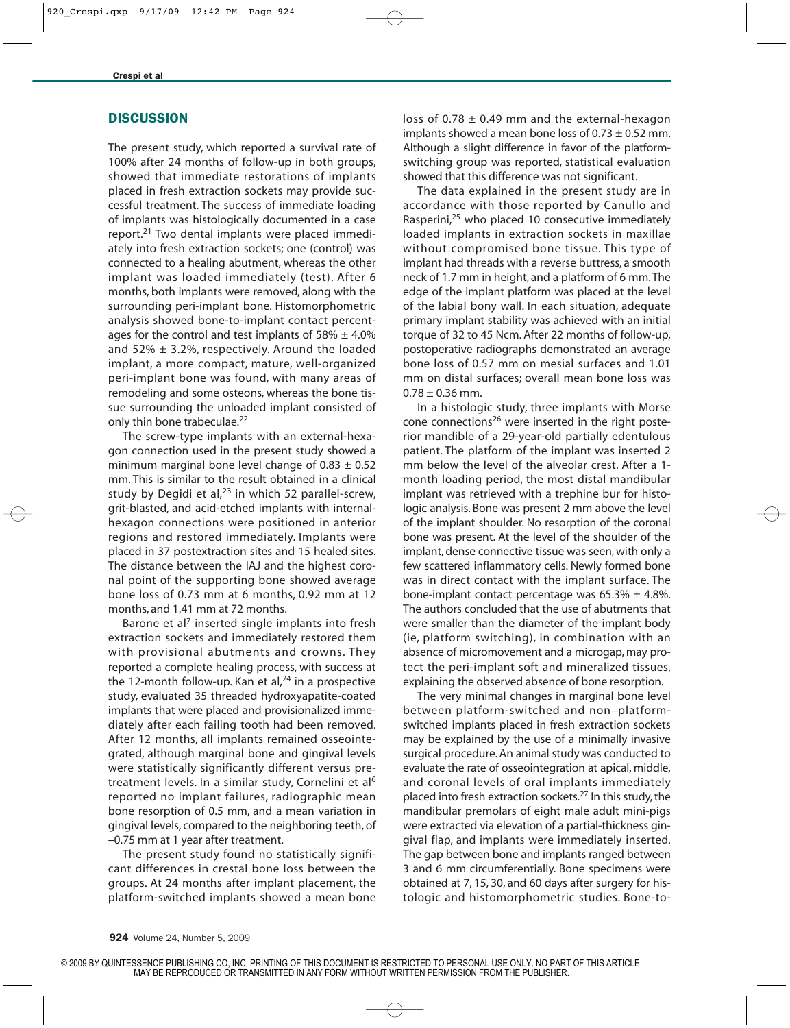## DISCUSSION

The present study, which reported a survival rate of 100% after 24 months of follow-up in both groups, showed that immediate restorations of implants placed in fresh extraction sockets may provide successful treatment. The success of immediate loading of implants was histologically documented in a case report.[21] Two dental implants were placed immediately into fresh extraction sockets; one (control) was connected to a healing abutment, whereas the other implant was loaded immediately (test). After 6 months, both implants were removed, along with the surrounding peri-implant bone. Histomorphometric analysis showed bone-to-implant contact percentages for the control and test implants of 58% ± 4.0% and 52% ± 3.2%, respectively. Around the loaded implant, a more compact, mature, well-organized peri-implant bone was found, with many areas of remodeling and some osteons, whereas the bone tissue surrounding the unloaded implant consisted of only thin bone trabeculae.[22]

The screw-type implants with an external-hexagon connection used in the present study showed a minimum marginal bone level change of 0.83 ± 0.52 mm. This is similar to the result obtained in a clinical study by Degidi et al,[23] in which 52 parallel-screw, grit-blasted, and acid-etched implants with internal-hexagon connections were positioned in anterior regions and restored immediately. Implants were placed in 37 postextraction sites and 15 healed sites. The distance between the IAJ and the highest coronal point of the supporting bone showed average bone loss of 0.73 mm at 6 months, 0.92 mm at 12 months, and 1.41 mm at 72 months.

Barone et al[7] inserted single implants into fresh extraction sockets and immediately restored them with provisional abutments and crowns. They reported a complete healing process, with success at the 12-month follow-up. Kan et al,[24] in a prospective study, evaluated 35 threaded hydroxyapatite-coated implants that were placed and provisionalized immediately after each failing tooth had been removed. After 12 months, all implants remained osseointegrated, although marginal bone and gingival levels were statistically significantly different versus pretreatment levels. In a similar study, Cornelini et al[6] reported no implant failures, radiographic mean bone resorption of 0.5 mm, and a mean variation in gingival levels, compared to the neighboring teeth, of –0.75 mm at 1 year after treatment.

The present study found no statistically significant differences in crestal bone loss between the groups. At 24 months after implant placement, the platform-switched implants showed a mean bone loss of 0.78 ± 0.49 mm and the external-hexagon implants showed a mean bone loss of 0.73 ± 0.52 mm. Although a slight difference in favor of the platform-switching group was reported, statistical evaluation showed that this difference was not significant.

The data explained in the present study are in accordance with those reported by Canullo and Rasperini,[25] who placed 10 consecutive immediately loaded implants in extraction sockets in maxillae without compromised bone tissue. This type of implant had threads with a reverse buttress, a smooth neck of 1.7 mm in height, and a platform of 6 mm. The edge of the implant platform was placed at the level of the labial bony wall. In each situation, adequate primary implant stability was achieved with an initial torque of 32 to 45 Ncm. After 22 months of follow-up, postoperative radiographs demonstrated an average bone loss of 0.57 mm on mesial surfaces and 1.01 mm on distal surfaces; overall mean bone loss was 0.78 ± 0.36 mm.

In a histologic study, three implants with Morse cone connections[26] were inserted in the right posterior mandible of a 29-year-old partially edentulous patient. The platform of the implant was inserted 2 mm below the level of the alveolar crest. After a 1-month loading period, the most distal mandibular implant was retrieved with a trephine bur for histologic analysis. Bone was present 2 mm above the level of the implant shoulder. No resorption of the coronal bone was present. At the level of the shoulder of the implant, dense connective tissue was seen, with only a few scattered inflammatory cells. Newly formed bone was in direct contact with the implant surface. The bone-implant contact percentage was 65.3% ± 4.8%. The authors concluded that the use of abutments that were smaller than the diameter of the implant body (ie, platform switching), in combination with an absence of micromovement and a microgap, may protect the peri-implant soft and mineralized tissues, explaining the observed absence of bone resorption.

The very minimal changes in marginal bone level between platform-switched and non–platform-switched implants placed in fresh extraction sockets may be explained by the use of a minimally invasive surgical procedure. An animal study was conducted to evaluate the rate of osseointegration at apical, middle, and coronal levels of oral implants immediately placed into fresh extraction sockets.[27] In this study, the mandibular premolars of eight male adult mini-pigs were extracted via elevation of a partial-thickness gingival flap, and implants were immediately inserted. The gap between bone and implants ranged between 3 and 6 mm circumferentially. Bone specimens were obtained at 7, 15, 30, and 60 days after surgery for histologic and histomorphometric studies. Bone-to-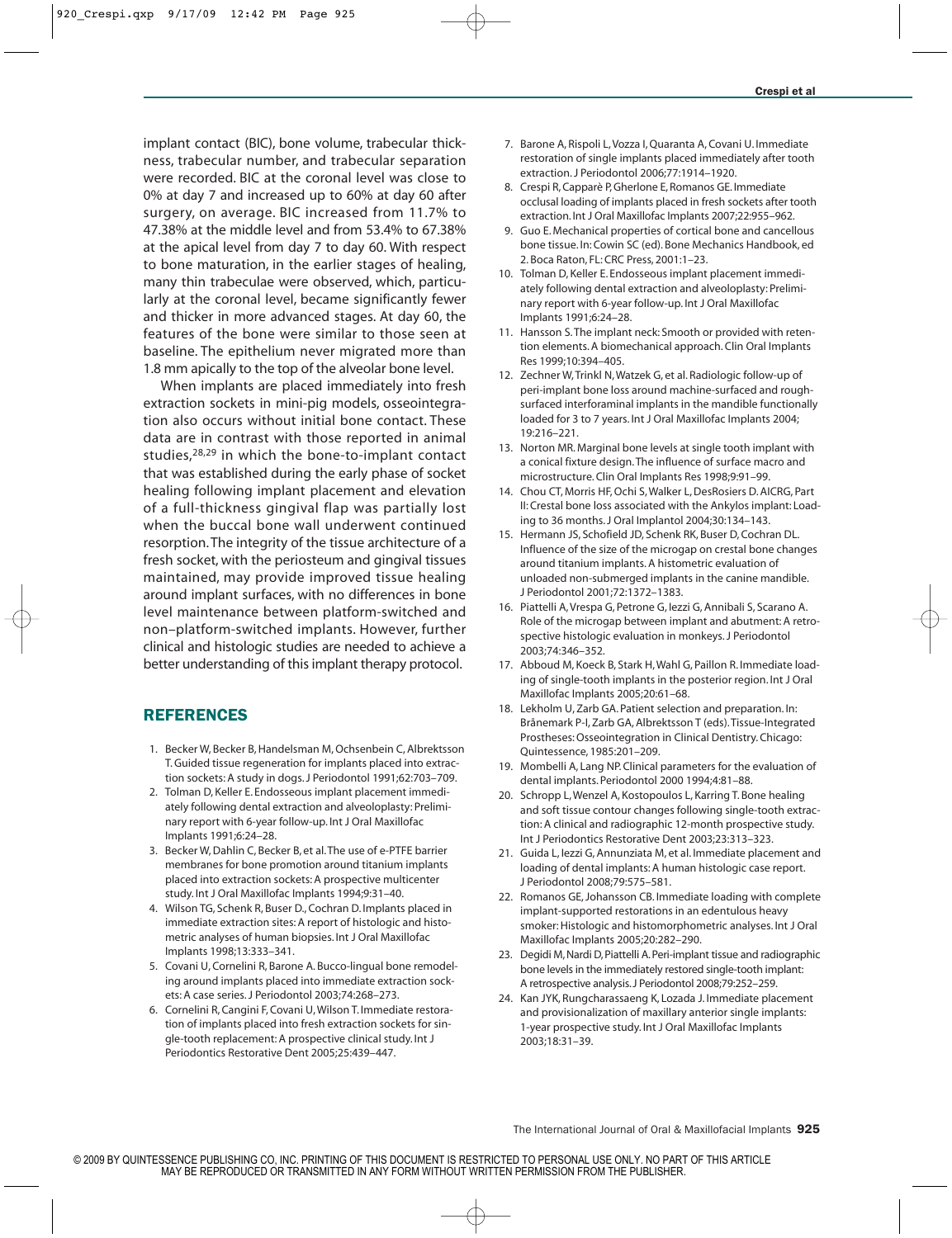implant contact (BIC), bone volume, trabecular thickness, trabecular number, and trabecular separation were recorded. BIC at the coronal level was close to 0% at day 7 and increased up to 60% at day 60 after surgery, on average. BIC increased from 11.7% to 47.38% at the middle level and from 53.4% to 67.38% at the apical level from day 7 to day 60. With respect to bone maturation, in the earlier stages of healing, many thin trabeculae were observed, which, particularly at the coronal level, became significantly fewer and thicker in more advanced stages. At day 60, the features of the bone were similar to those seen at baseline. The epithelium never migrated more than 1.8 mm apically to the top of the alveolar bone level.

When implants are placed immediately into fresh extraction sockets in mini-pig models, osseointegration also occurs without initial bone contact. These data are in contrast with those reported in animal studies,[28,29] in which the bone-to-implant contact that was established during the early phase of socket healing following implant placement and elevation of a full-thickness gingival flap was partially lost when the buccal bone wall underwent continued resorption. The integrity of the tissue architecture of a fresh socket, with the periosteum and gingival tissues maintained, may provide improved tissue healing around implant surfaces, with no differences in bone level maintenance between platform-switched and non–platform-switched implants. However, further clinical and histologic studies are needed to achieve a better understanding of this implant therapy protocol.

## REFERENCES

1. Becker W, Becker B, Handelsman M, Ochsenbein C, Albrektsson T. Guided tissue regeneration for implants placed into extraction sockets: A study in dogs. J Periodontol 1991;62:703–709.
2. Tolman D, Keller E. Endosseous implant placement immediately following dental extraction and alveoloplasty: Preliminary report with 6-year follow-up. Int J Oral Maxillofac Implants 1991;6:24–28.
3. Becker W, Dahlin C, Becker B, et al. The use of e-PTFE barrier membranes for bone promotion around titanium implants placed into extraction sockets: A prospective multicenter study. Int J Oral Maxillofac Implants 1994;9:31–40.
4. Wilson TG, Schenk R, Buser D., Cochran D. Implants placed in immediate extraction sites: A report of histologic and histometric analyses of human biopsies. Int J Oral Maxillofac Implants 1998;13:333–341.
5. Covani U, Cornelini R, Barone A. Bucco-lingual bone remodeling around implants placed into immediate extraction sockets: A case series. J Periodontol 2003;74:268–273.
6. Cornelini R, Cangini F, Covani U, Wilson T. Immediate restoration of implants placed into fresh extraction sockets for single-tooth replacement: A prospective clinical study. Int J Periodontics Restorative Dent 2005;25:439–447.
7. Barone A, Rispoli L, Vozza I, Quaranta A, Covani U. Immediate restoration of single implants placed immediately after tooth extraction. J Periodontol 2006;77:1914–1920.
8. Crespi R, Capparè P, Gherlone E, Romanos GE. Immediate occlusal loading of implants placed in fresh sockets after tooth extraction. Int J Oral Maxillofac Implants 2007;22:955–962.
9. Guo E. Mechanical properties of cortical bone and cancellous bone tissue. In: Cowin SC (ed). Bone Mechanics Handbook, ed 2. Boca Raton, FL: CRC Press, 2001:1–23.
10. Tolman D, Keller E. Endosseous implant placement immediately following dental extraction and alveoloplasty: Preliminary report with 6-year follow-up. Int J Oral Maxillofac Implants 1991;6:24–28.
11. Hansson S. The implant neck: Smooth or provided with retention elements. A biomechanical approach. Clin Oral Implants Res 1999;10:394–405.
12. Zechner W, Trinkl N, Watzek G, et al. Radiologic follow-up of peri-implant bone loss around machine-surfaced and rough-surfaced interforaminal implants in the mandible functionally loaded for 3 to 7 years. Int J Oral Maxillofac Implants 2004;19:216–221.
13. Norton MR. Marginal bone levels at single tooth implant with a conical fixture design. The influence of surface macro and microstructure. Clin Oral Implants Res 1998;9:91–99.
14. Chou CT, Morris HF, Ochi S, Walker L, DesRosiers D. AICRG, Part II: Crestal bone loss associated with the Ankylos implant: Loading to 36 months. J Oral Implantol 2004;30:134–143.
15. Hermann JS, Schofield JD, Schenk RK, Buser D, Cochran DL. Influence of the size of the microgap on crestal bone changes around titanium implants. A histometric evaluation of unloaded non-submerged implants in the canine mandible. J Periodontol 2001;72:1372–1383.
16. Piattelli A, Vrespa G, Petrone G, Iezzi G, Annibali S, Scarano A. Role of the microgap between implant and abutment: A retrospective histologic evaluation in monkeys. J Periodontol 2003;74:346–352.
17. Abboud M, Koeck B, Stark H, Wahl G, Paillon R. Immediate loading of single-tooth implants in the posterior region. Int J Oral Maxillofac Implants 2005;20:61–68.
18. Lekholm U, Zarb GA. Patient selection and preparation. In: Brånemark P-I, Zarb GA, Albrektsson T (eds). Tissue-Integrated Prostheses: Osseointegration in Clinical Dentistry. Chicago: Quintessence, 1985:201–209.
19. Mombelli A, Lang NP. Clinical parameters for the evaluation of dental implants. Periodontol 2000 1994;4:81–88.
20. Schropp L, Wenzel A, Kostopoulos L, Karring T. Bone healing and soft tissue contour changes following single-tooth extraction: A clinical and radiographic 12-month prospective study. Int J Periodontics Restorative Dent 2003;23:313–323.
21. Guida L, Iezzi G, Annunziata M, et al. Immediate placement and loading of dental implants: A human histologic case report. J Periodontol 2008;79:575–581.
22. Romanos GE, Johansson CB. Immediate loading with complete implant-supported restorations in an edentulous heavy smoker: Histologic and histomorphometric analyses. Int J Oral Maxillofac Implants 2005;20:282–290.
23. Degidi M, Nardi D, Piattelli A. Peri-implant tissue and radiographic bone levels in the immediately restored single-tooth implant: A retrospective analysis. J Periodontol 2008;79:252–259.
24. Kan JYK, Rungcharassaeng K, Lozada J. Immediate placement and provisionalization of maxillary anterior single implants: 1-year prospective study. Int J Oral Maxillofac Implants 2003;18:31–39.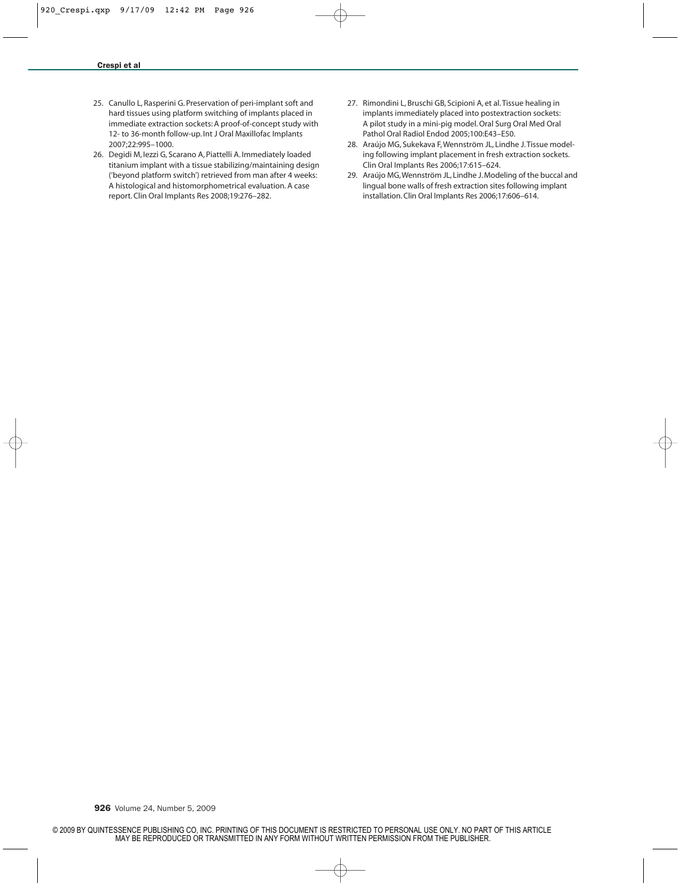25. Canullo L, Rasperini G. Preservation of peri-implant soft and hard tissues using platform switching of implants placed in immediate extraction sockets: A proof-of-concept study with 12- to 36-month follow-up. Int J Oral Maxillofac Implants 2007;22:995–1000.
26. Degidi M, Iezzi G, Scarano A, Piattelli A. Immediately loaded titanium implant with a tissue stabilizing/maintaining design ('beyond platform switch') retrieved from man after 4 weeks: A histological and histomorphometrical evaluation. A case report. Clin Oral Implants Res 2008;19:276–282.
27. Rimondini L, Bruschi GB, Scipioni A, et al. Tissue healing in implants immediately placed into postextraction sockets: A pilot study in a mini-pig model. Oral Surg Oral Med Oral Pathol Oral Radiol Endod 2005;100:E43–E50.
28. Araújo MG, Sukekava F, Wennström JL, Lindhe J. Tissue modeling following implant placement in fresh extraction sockets. Clin Oral Implants Res 2006;17:615–624.
29. Araújo MG, Wennström JL, Lindhe J. Modeling of the buccal and lingual bone walls of fresh extraction sites following implant installation. Clin Oral Implants Res 2006;17:606–614.

© 2009 BY QUINTESSENCE PUBLISHING CO, INC. PRINTING OF THIS DOCUMENT IS RESTRICTED TO PERSONAL USE ONLY. NO PART OF THIS ARTICLE MAY BE REPRODUCED OR TRANSMITTED IN ANY FORM WITHOUT WRITTEN PERMISSION FROM THE PUBLISHER.